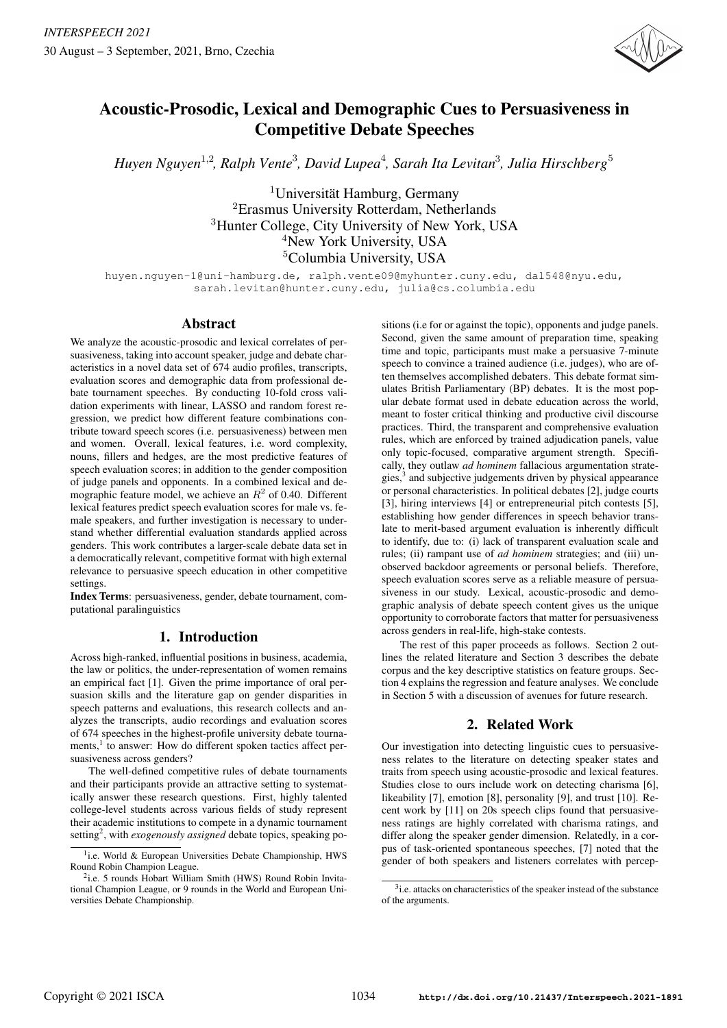# Acoustic-Prosodic, Lexical and Demographic Cues to Persuasiveness in Competitive Debate Speeches

*Huyen Nguyen*[1,2], *Ralph Vente*[3], *David Lupea*[4], *Sarah Ita Levitan*[3], *Julia Hirschberg*[5]

[1]Universität Hamburg, Germany
[2]Erasmus University Rotterdam, Netherlands
[3]Hunter College, City University of New York, USA
[4]New York University, USA
[5]Columbia University, USA

huyen.nguyen-1@uni-hamburg.de, ralph.vente09@myhunter.cuny.edu, dal548@nyu.edu, sarah.levitan@hunter.cuny.edu, julia@cs.columbia.edu

## Abstract

We analyze the acoustic-prosodic and lexical correlates of persuasiveness, taking into account speaker, judge and debate characteristics in a novel data set of 674 audio profiles, transcripts, evaluation scores and demographic data from professional debate tournament speeches. By conducting 10-fold cross validation experiments with linear, LASSO and random forest regression, we predict how different feature combinations contribute toward speech scores (i.e. persuasiveness) between men and women. Overall, lexical features, i.e. word complexity, nouns, fillers and hedges, are the most predictive features of speech evaluation scores; in addition to the gender composition of judge panels and opponents. In a combined lexical and demographic feature model, we achieve an $R^2$ of 0.40. Different lexical features predict speech evaluation scores for male vs. female speakers, and further investigation is necessary to understand whether differential evaluation standards applied across genders. This work contributes a larger-scale debate data set in a democratically relevant, competitive format with high external relevance to persuasive speech education in other competitive settings.

**Index Terms**: persuasiveness, gender, debate tournament, computational paralinguistics

## 1. Introduction

Across high-ranked, influential positions in business, academia, the law or politics, the under-representation of women remains an empirical fact [1]. Given the prime importance of oral persuasion skills and the literature gap on gender disparities in speech patterns and evaluations, this research collects and analyzes the transcripts, audio recordings and evaluation scores of 674 speeches in the highest-profile university debate tournaments,[1] to answer: How do different spoken tactics affect persuasiveness across genders?

The well-defined competitive rules of debate tournaments and their participants provide an attractive setting to systematically answer these research questions. First, highly talented college-level students across various fields of study represent their academic institutions to compete in a dynamic tournament setting[2], with *exogenously assigned* debate topics, speaking positions (i.e for or against the topic), opponents and judge panels. Second, given the same amount of preparation time, speaking time and topic, participants must make a persuasive 7-minute speech to convince a trained audience (i.e. judges), who are often themselves accomplished debaters. This debate format simulates British Parliamentary (BP) debates. It is the most popular debate format used in debate education across the world, meant to foster critical thinking and productive civil discourse practices. Third, the transparent and comprehensive evaluation rules, which are enforced by trained adjudication panels, value only topic-focused, comparative argument strength. Specifically, they outlaw *ad hominem* fallacious argumentation strategies,[3] and subjective judgements driven by physical appearance or personal characteristics. In political debates [2], judge courts [3], hiring interviews [4] or entrepreneurial pitch contests [5], establishing how gender differences in speech behavior translate to merit-based argument evaluation is inherently difficult to identify, due to: (i) lack of transparent evaluation scale and rules; (ii) rampant use of *ad hominem* strategies; and (iii) unobserved backdoor agreements or personal beliefs. Therefore, speech evaluation scores serve as a reliable measure of persuasiveness in our study. Lexical, acoustic-prosodic and demographic analysis of debate speech content gives us the unique opportunity to corroborate factors that matter for persuasiveness across genders in real-life, high-stake contests.

The rest of this paper proceeds as follows. Section 2 outlines the related literature and Section 3 describes the debate corpus and the key descriptive statistics on feature groups. Section 4 explains the regression and feature analyses. We conclude in Section 5 with a discussion of avenues for future research.

## 2. Related Work

Our investigation into detecting linguistic cues to persuasiveness relates to the literature on detecting speaker states and traits from speech using acoustic-prosodic and lexical features. Studies close to ours include work on detecting charisma [6], likeability [7], emotion [8], personality [9], and trust [10]. Recent work by [11] on 20s speech clips found that persuasiveness ratings are highly correlated with charisma ratings, and differ along the speaker gender dimension. Relatedly, in a corpus of task-oriented spontaneous speeches, [7] noted that the gender of both speakers and listeners correlates with percep-

---

[1] i.e. World & European Universities Debate Championship, HWS Round Robin Champion League.

[2] i.e. 5 rounds Hobart William Smith (HWS) Round Robin Invitational Champion League, or 9 rounds in the World and European Universities Debate Championship.

[3] i.e. attacks on characteristics of the speaker instead of the substance of the arguments.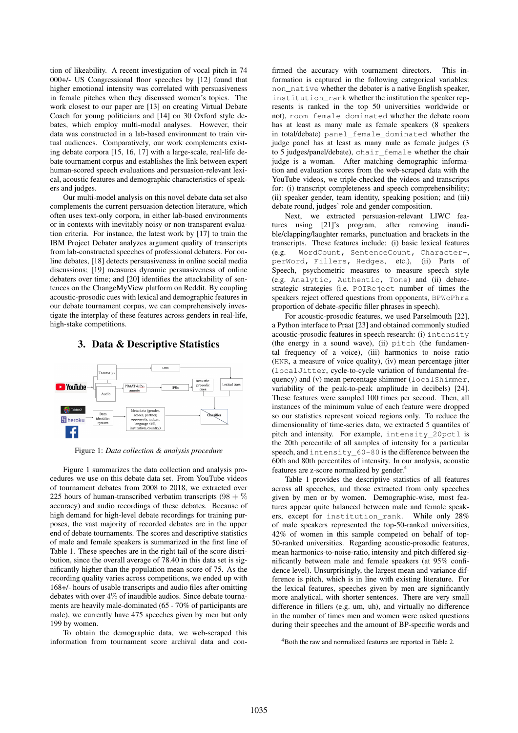tion of likeability. A recent investigation of vocal pitch in 74 000+/- US Congressional floor speeches by [12] found that higher emotional intensity was correlated with persuasiveness in female pitches when they discussed women's topics. The work closest to our paper are [13] on creating Virtual Debate Coach for young politicians and [14] on 30 Oxford style debates, which employ multi-modal analyses. However, their data was constructed in a lab-based environment to train virtual audiences. Comparatively, our work complements existing debate corpora [15, 16, 17] with a large-scale, real-life debate tournament corpus and establishes the link between expert human-scored speech evaluations and persuasion-relevant lexical, acoustic features and demographic characteristics of speakers and judges.

Our multi-model analysis on this novel debate data set also complements the current persuasion detection literature, which often uses text-only corpora, in either lab-based environments or in contexts with inevitably noisy or non-transparent evaluation criteria. For instance, the latest work by [17] to train the IBM Project Debater analyzes argument quality of transcripts from lab-constructed speeches of professional debaters. For online debates, [18] detects persuasiveness in online social media discussions; [19] measures dynamic persuasiveness of online debaters over time; and [20] identifies the attackability of sentences on the ChangeMyView platform on Reddit. By coupling acoustic-prosodic cues with lexical and demographic features in our debate tournament corpus, we can comprehensively investigate the interplay of these features across genders in real-life, high-stake competitions.

## 3. Data & Descriptive Statistics

Figure 1: *Data collection & analysis procedure*

Figure 1 summarizes the data collection and analysis procedures we use on this debate data set. From YouTube videos of tournament debates from 2008 to 2018, we extracted over 225 hours of human-transcribed verbatim transcripts (98 + % accuracy) and audio recordings of these debates. Because of high demand for high-level debate recordings for training purposes, the vast majority of recorded debates are in the upper end of debate tournaments. The scores and descriptive statistics of male and female speakers is summarized in the first line of Table 1. These speeches are in the right tail of the score distribution, since the overall average of 78.40 in this data set is significantly higher than the population mean score of 75. As the recording quality varies across competitions, we ended up with 168+/- hours of usable transcripts and audio files after omitting debates with over 4% of inaudible audios. Since debate tournaments are heavily male-dominated (65 - 70% of participants are male), we currently have 475 speeches given by men but only 199 by women.

To obtain the demographic data, we web-scraped this information from tournament score archival data and confirmed the accuracy with tournament directors. This information is captured in the following categorical variables: `non_native` whether the debater is a native English speaker, `institution_rank` whether the institution the speaker represents is ranked in the top 50 universities worldwide or not), `room_female_dominated` whether the debate room has at least as many male as female speakers (8 speakers in total/debate) `panel_female_dominated` whether the judge panel has at least as many male as female judges (3 to 5 judges/panel/debate), `chair_female` whether the chair judge is a woman. After matching demographic information and evaluation scores from the web-scraped data with the YouTube videos, we triple-checked the videos and transcripts for: (i) transcript completeness and speech comprehensibility; (ii) speaker gender, team identity, speaking position; and (iii) debate round, judges' role and gender composition.

Next, we extracted persuasion-relevant LIWC features using [21]'s program, after removing inaudible/clapping/laughter remarks, punctuation and brackets in the transcripts. These features include: (i) basic lexical features (e.g. `WordCount`, `SentenceCount`, `Character-perWord`, `Fillers`, `Hedges`, etc.), (ii) Parts of Speech, psychometric measures to measure speech style (e.g. `Analytic`, `Authentic`, `Tone`) and (ii) debate-strategic strategies (i.e. `POIReject` number of times the speakers reject offered questions from opponents, `BPWoPhra` proportion of debate-specific filler phrases in speech).

For acoustic-prosodic features, we used Parselmouth [22], a Python interface to Praat [23] and obtained commonly studied acoustic-prosodic features in speech research: (i) `intensity` (the energy in a sound wave), (ii) `pitch` (the fundamental frequency of a voice), (iii) harmonics to noise ratio (`HNR`, a measure of voice quality), (iv) mean percentage jitter (`localJitter`, cycle-to-cycle variation of fundamental frequency) and (v) mean percentage shimmer (`localShimmer`, variability of the peak-to-peak amplitude in decibels) [24]. These features were sampled 100 times per second. Then, all instances of the minimum value of each feature were dropped so our statistics represent voiced regions only. To reduce the dimensionality of time-series data, we extracted 5 quantiles of pitch and intensity. For example, `intensity_20pctl` is the 20th percentile of all samples of intensity for a particular speech, and `intensity_60-80` is the difference between the 60th and 80th percentiles of intensity. In our analysis, acoustic features are z-score normalized by gender.[4]

Table 1 provides the descriptive statistics of all features across all speeches, and those extracted from only speeches given by men or by women. Demographic-wise, most features appear quite balanced between male and female speakers, except for `institution_rank`. While only 28% of male speakers represented the top-50-ranked universities, 42% of women in this sample competed on behalf of top-50-ranked universities. Regarding acoustic-prosodic features, mean harmonics-to-noise-ratio, intensity and pitch differed significantly between male and female speakers (at 95% confidence level). Unsurprisingly, the largest mean and variance difference is pitch, which is in line with existing literature. For the lexical features, speeches given by men are significantly more analytical, with shorter sentences. There are very small difference in fillers (e.g. um, uh), and virtually no difference in the number of times men and women were asked questions during their speeches and the amount of BP-specific words and

[4] Both the raw and normalized features are reported in Table 2.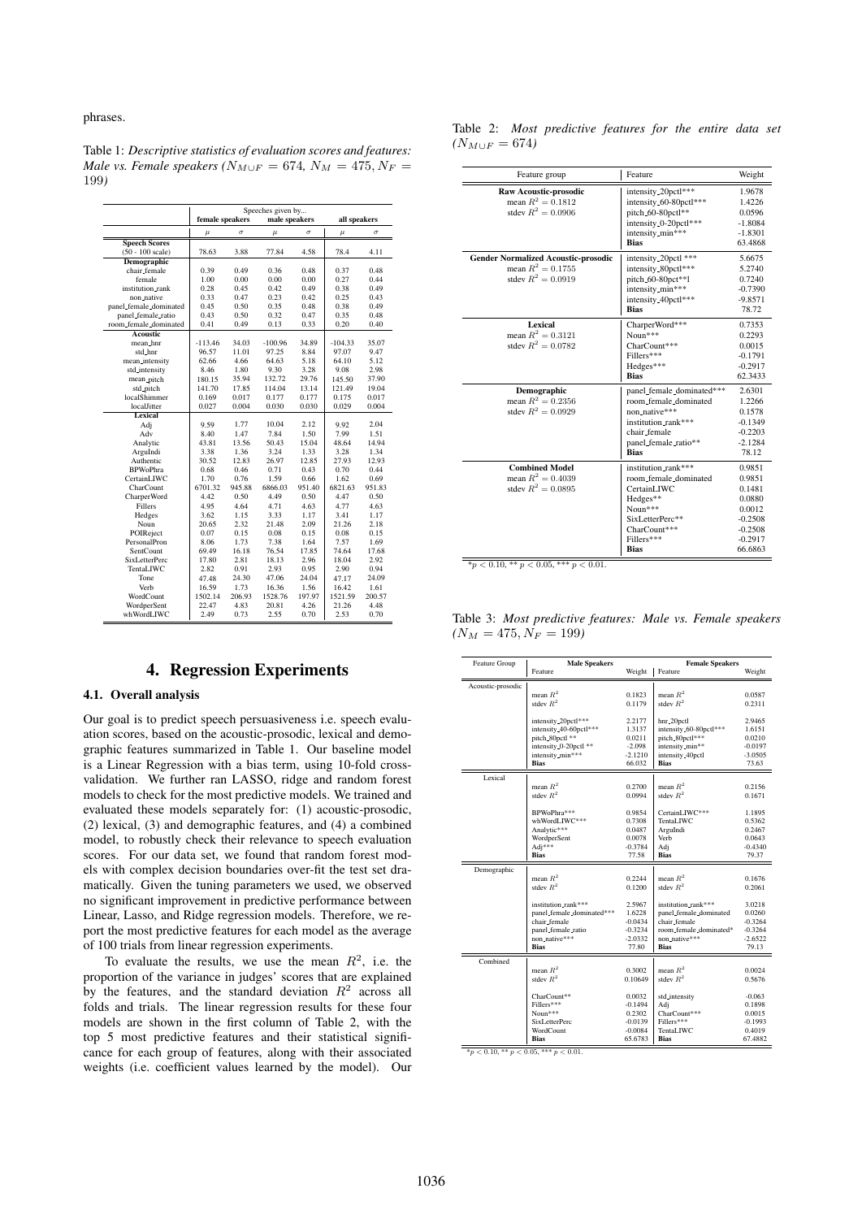phrases.

Table 1: *Descriptive statistics of evaluation scores and features: Male vs. Female speakers ($N_{M \cup F}$ = 674, $N_M$ = 475, $N_F$ = 199)*

| | Speeches given by... | | | | | |
|---|---|---|---|---|---|---|
| | female speakers | | male speakers | | all speakers | |
| | $\mu$ | $\sigma$ | $\mu$ | $\sigma$ | $\mu$ | $\sigma$ |
| **Speech Scores** | | | | | | |
| (50 - 100 scale) | 78.63 | 3.88 | 77.84 | 4.58 | 78.4 | 4.11 |
| **Demographic** | | | | | | |
| chair_female | 0.39 | 0.49 | 0.36 | 0.48 | 0.37 | 0.48 |
| female | 1.00 | 0.00 | 0.00 | 0.00 | 0.27 | 0.44 |
| institution_rank | 0.28 | 0.45 | 0.42 | 0.49 | 0.38 | 0.49 |
| non_native | 0.33 | 0.47 | 0.23 | 0.42 | 0.25 | 0.43 |
| panel_female_dominated | 0.45 | 0.50 | 0.35 | 0.48 | 0.38 | 0.49 |
| panel_female_ratio | 0.43 | 0.50 | 0.32 | 0.47 | 0.35 | 0.48 |
| room_female_dominated | 0.41 | 0.49 | 0.13 | 0.33 | 0.20 | 0.40 |
| **Acoustic** | | | | | | |
| mean_hnr | -113.46 | 34.03 | -100.96 | 34.89 | -104.33 | 35.07 |
| std_hnr | 96.57 | 11.01 | 97.25 | 8.84 | 97.07 | 9.47 |
| mean_intensity | 62.66 | 4.66 | 64.63 | 5.18 | 64.10 | 5.12 |
| std_intensity | 8.46 | 1.80 | 9.30 | 3.28 | 9.08 | 2.98 |
| mean_pitch | 180.15 | 35.94 | 132.72 | 29.76 | 145.50 | 37.90 |
| std_pitch | 141.70 | 17.85 | 114.04 | 13.14 | 121.49 | 19.04 |
| localShimmer | 0.169 | 0.017 | 0.177 | 0.177 | 0.175 | 0.017 |
| localJitter | 0.027 | 0.004 | 0.030 | 0.030 | 0.029 | 0.004 |
| **Lexical** | | | | | | |
| Adj | 9.59 | 1.77 | 10.04 | 2.12 | 9.92 | 2.04 |
| Adv | 8.40 | 1.47 | 7.84 | 1.50 | 7.99 | 1.51 |
| Analytic | 43.81 | 13.56 | 50.43 | 15.04 | 48.64 | 14.94 |
| ArguIndi | 3.38 | 1.36 | 3.24 | 1.33 | 3.28 | 1.34 |
| Authentic | 30.52 | 12.83 | 26.97 | 12.85 | 27.93 | 12.93 |
| BPWoPhra | 0.68 | 0.46 | 0.71 | 0.43 | 0.70 | 0.44 |
| CertainLIWC | 1.70 | 0.76 | 1.59 | 0.66 | 1.62 | 0.69 |
| CharCount | 6701.32 | 945.88 | 6866.03 | 951.40 | 6821.63 | 951.83 |
| CharperWord | 4.42 | 0.50 | 4.49 | 0.50 | 4.47 | 0.50 |
| Fillers | 4.95 | 4.64 | 4.71 | 4.63 | 4.77 | 4.63 |
| Hedges | 3.62 | 1.15 | 3.33 | 1.17 | 3.41 | 1.17 |
| Noun | 20.65 | 2.32 | 21.48 | 2.09 | 21.26 | 2.18 |
| POIReject | 0.07 | 0.15 | 0.08 | 0.15 | 0.08 | 0.15 |
| PersonalPron | 8.06 | 1.73 | 7.38 | 1.64 | 7.57 | 1.69 |
| SentCount | 69.49 | 16.18 | 76.54 | 17.85 | 74.64 | 17.68 |
| SixLetterPerc | 17.80 | 2.81 | 18.13 | 2.96 | 18.04 | 2.92 |
| TentaLIWC | 2.82 | 0.91 | 2.93 | 0.95 | 2.90 | 0.94 |
| Tone | 47.48 | 24.30 | 47.06 | 24.04 | 47.17 | 24.09 |
| Verb | 16.59 | 1.73 | 16.36 | 1.56 | 16.42 | 1.61 |
| WordCount | 1502.14 | 206.93 | 1528.76 | 197.97 | 1521.59 | 200.57 |
| WordperSent | 22.47 | 4.83 | 20.81 | 4.26 | 21.26 | 4.48 |
| whWordLIWC | 2.49 | 0.73 | 2.55 | 0.70 | 2.53 | 0.70 |

## 4. Regression Experiments

### 4.1. Overall analysis

Our goal is to predict speech persuasiveness i.e. speech evaluation scores, based on the acoustic-prosodic, lexical and demographic features summarized in Table 1. Our baseline model is a Linear Regression with a bias term, using 10-fold cross-validation. We further ran LASSO, ridge and random forest models to check for the most predictive models. We trained and evaluated these models separately for: (1) acoustic-prosodic, (2) lexical, (3) and demographic features, and (4) a combined model, to robustly check their relevance to speech evaluation scores. For our data set, we found that random forest models with complex decision boundaries over-fit the test set dramatically. Given the tuning parameters we used, we observed no significant improvement in predictive performance between Linear, Lasso, and Ridge regression models. Therefore, we report the most predictive features for each model as the average of 100 trials from linear regression experiments.

To evaluate the results, we use the mean $R^2$, i.e. the proportion of the variance in judges' scores that are explained by the features, and the standard deviation $R^2$ across all folds and trials. The linear regression results for these four models are shown in the first column of Table 2, with the top 5 most predictive features and their statistical significance for each group of features, along with their associated weights (i.e. coefficient values learned by the model). Our

Table 2: *Most predictive features for the entire data set ($N_{M \cup F}$ = 674)*

| Feature group | Feature | Weight |
|---|---|---|
| **Raw Acoustic-prosodic** | intensity_20pctl*** | 1.9678 |
| mean $R^2 = 0.1812$ | intensity_60-80pctl*** | 1.4226 |
| stdev $R^2 = 0.0906$ | pitch_60-80pctl** | 0.0596 |
| | intensity_0-20pctl*** | -1.8084 |
| | intensity_min*** | -1.8301 |
| | **Bias** | 63.4868 |
| **Gender Normalized Acoustic-prosodic** | intensity_20pctl *** | 5.6675 |
| mean $R^2 = 0.1755$ | intensity_80pctl*** | 5.2740 |
| stdev $R^2 = 0.0919$ | pitch_60-80pct**l | 0.7240 |
| | intensity_min*** | -0.7390 |
| | intensity_40pctl*** | -9.8571 |
| | **Bias** | 78.72 |
| **Lexical** | CharperWord*** | 0.7353 |
| mean $R^2 = 0.3121$ | Noun*** | 0.2293 |
| stdev $R^2 = 0.0782$ | CharCount*** | 0.0015 |
| | Fillers*** | -0.1791 |
| | Hedges*** | -0.2917 |
| | **Bias** | 62.3433 |
| **Demographic** | panel_female_dominated*** | 2.6301 |
| mean $R^2 = 0.2356$ | room_female_dominated | 1.2266 |
| stdev $R^2 = 0.0929$ | non_native*** | 0.1578 |
| | institution_rank*** | -0.1349 |
| | chair_female | -0.2203 |
| | panel_female_ratio** | -2.1284 |
| | **Bias** | 78.12 |
| **Combined Model** | institution_rank*** | 0.9851 |
| mean $R^2 = 0.4039$ | room_female_dominated | 0.9851 |
| stdev $R^2 = 0.0895$ | CertainLIWC | 0.1481 |
| | Hedges** | 0.0880 |
| | Noun*** | 0.0012 |
| | SixLetterPerc** | -0.2508 |
| | CharCount*** | -0.2508 |
| | Fillers*** | -0.2917 |
| | **Bias** | 66.6863 |

*$p < 0.10$, ** $p < 0.05$, *** $p < 0.01$.

Table 3: *Most predictive features: Male vs. Female speakers ($N_M = 475, N_F = 199$)*

| Feature Group | Male Speakers | | Female Speakers | |
|---|---|---|---|---|
| | Feature | Weight | Feature | Weight |
| Acoustic-prosodic | | | | |
| | mean $R^2$ | 0.1823 | mean $R^2$ | 0.0587 |
| | stdev $R^2$ | 0.1179 | stdev $R^2$ | 0.2311 |
| | intensity_20pctl*** | 2.2177 | hnr_20pctl | 2.9465 |
| | intensity_40-60pctl*** | 1.3137 | intensity_60-80pctl*** | 1.6151 |
| | pitch_80pctl ** | 0.0211 | pitch_80pctl*** | 0.0210 |
| | intensity_0-20pctl ** | -2.098 | intensity_min** | -0.0197 |
| | intensity_min*** | -2.1210 | intensity_40pctl | -3.0505 |
| | **Bias** | 66.032 | **Bias** | 73.63 |
| Lexical | | | | |
| | mean $R^2$ | 0.2700 | mean $R^2$ | 0.2156 |
| | stdev $R^2$ | 0.0994 | stdev $R^2$ | 0.1671 |
| | BPWoPhra*** | 0.9854 | CertainLIWC*** | 1.1895 |
| | whWordLIWC*** | 0.7308 | TentaLIWC | 0.5362 |
| | Analytic*** | 0.0487 | ArguIndi | 0.2467 |
| | WordperSent | 0.0078 | Verb | 0.0643 |
| | Adj*** | -0.3784 | Adj | -0.4340 |
| | **Bias** | 77.58 | **Bias** | 79.37 |
| Demographic | | | | |
| | mean $R^2$ | 0.2244 | mean $R^2$ | 0.1676 |
| | stdev $R^2$ | 0.1200 | stdev $R^2$ | 0.2061 |
| | institution_rank*** | 2.5967 | institution_rank*** | 3.0218 |
| | panel_female_dominated*** | 1.6228 | panel_female_dominated | 0.0260 |
| | chair_female | -0.0434 | chair_female | -0.3264 |
| | panel_female_ratio | -0.3234 | room_female_dominated* | -0.3264 |
| | non_native*** | -2.0332 | non_native*** | -2.6522 |
| | **Bias** | 77.80 | **Bias** | 79.13 |
| Combined | | | | |
| | mean $R^2$ | 0.3002 | mean $R^2$ | 0.0024 |
| | stdev $R^2$ | 0.10649 | stdev $R^2$ | 0.5676 |
| | CharCount** | 0.0032 | std_intensity | -0.063 |
| | Fillers*** | -0.1494 | Adj | 0.1898 |
| | Noun*** | 0.2302 | CharCount*** | 0.0015 |
| | SixLetterPerc | -0.0139 | Fillers*** | -0.1993 |
| | WordCount | -0.0084 | TentaLIWC | 0.4019 |
| | **Bias** | 65.6783 | **Bias** | 67.4882 |

*$p < 0.10$, ** $p < 0.05$, *** $p < 0.01$.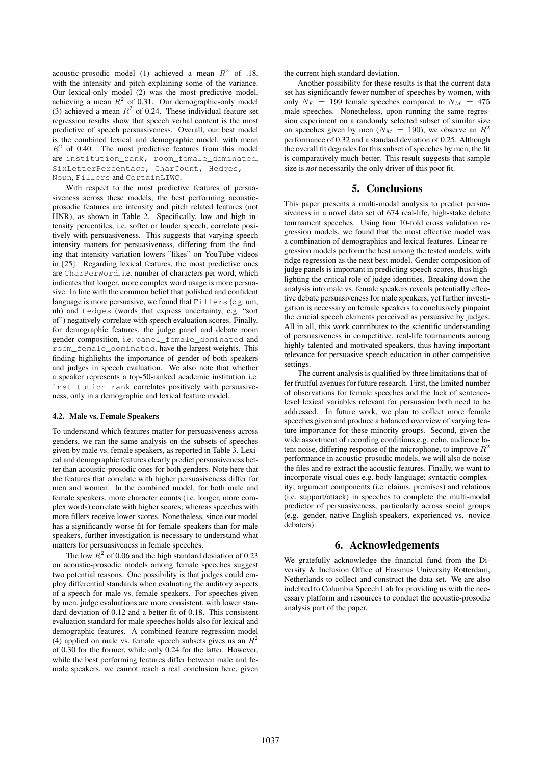acoustic-prosodic model (1) achieved a mean $R^2$ of .18, with the intensity and pitch explaining some of the variance. Our lexical-only model (2) was the most predictive model, achieving a mean $R^2$ of 0.31. Our demographic-only model (3) achieved a mean $R^2$ of 0.24. These individual feature set regression results show that speech verbal content is the most predictive of speech persuasiveness. Overall, our best model is the combined lexical and demographic model, with mean $R^2$ of 0.40. The most predictive features from this model are `institution_rank`, `room_female_dominated`, `SixLetterPercentage`, `CharCount`, `Hedges`, `Noun`, `Fillers` and `CertainLIWC`.

With respect to the most predictive features of persuasiveness across these models, the best performing acoustic-prosodic features are intensity and pitch related features (not HNR), as shown in Table 2. Specifically, low and high intensity percentiles, i.e. softer or louder speech, correlate positively with persuasiveness. This suggests that varying speech intensity matters for persuasiveness, differing from the finding that intensity variation lowers "likes" on YouTube videos in [25]. Regarding lexical features, the most predictive ones are `CharPerWord`, i.e. number of characters per word, which indicates that longer, more complex word usage is more persuasive. In line with the common belief that polished and confident language is more persuasive, we found that `Fillers` (e.g. um, uh) and `Hedges` (words that express uncertainty, e.g. "sort of") negatively correlate with speech evaluation scores. Finally, for demographic features, the judge panel and debate room gender composition, i.e. `panel_female_dominated` and `room_female_dominated`, have the largest weights. This finding highlights the importance of gender of both speakers and judges in speech evaluation. We also note that whether a speaker represents a top-50-ranked academic institution i.e. `institution_rank` correlates positively with persuasiveness, only in a demographic and lexical feature model.

### 4.2. Male vs. Female Speakers

To understand which features matter for persuasiveness across genders, we ran the same analysis on the subsets of speeches given by male vs. female speakers, as reported in Table 3. Lexical and demographic features clearly predict persuasiveness better than acoustic-prosodic ones for both genders. Note here that the features that correlate with higher persuasiveness differ for men and women. In the combined model, for both male and female speakers, more character counts (i.e. longer, more complex words) correlate with higher scores; whereas speeches with more fillers receive lower scores. Nonetheless, since our model has a significantly worse fit for female speakers than for male speakers, further investigation is necessary to understand what matters for persuasiveness in female speeches.

The low $R^2$ of 0.06 and the high standard deviation of 0.23 on acoustic-prosodic models among female speeches suggest two potential reasons. One possibility is that judges could employ differential standards when evaluating the auditory aspects of a speech for male vs. female speakers. For speeches given by men, judge evaluations are more consistent, with lower standard deviation of 0.12 and a better fit of 0.18. This consistent evaluation standard for male speeches holds also for lexical and demographic features. A combined feature regression model (4) applied on male vs. female speech subsets gives us an $R^2$ of 0.30 for the former, while only 0.24 for the latter. However, while the best performing features differ between male and female speakers, we cannot reach a real conclusion here, given the current high standard deviation.

Another possibility for these results is that the current data set has significantly fewer number of speeches by women, with only $N_F = 199$ female speeches compared to $N_M = 475$ male speeches. Nonetheless, upon running the same regression experiment on a randomly selected subset of similar size on speeches given by men ($N_M = 190$), we observe an $R^2$ performance of 0.32 and a standard deviation of 0.25. Although the overall fit degrades for this subset of speeches by men, the fit is comparatively much better. This result suggests that sample size is *not* necessarily the only driver of this poor fit.

## 5. Conclusions

This paper presents a multi-modal analysis to predict persuasiveness in a novel data set of 674 real-life, high-stake debate tournament speeches. Using four 10-fold cross validation regression models, we found that the most effective model was a combination of demographics and lexical features. Linear regression models perform the best among the tested models, with ridge regression as the next best model. Gender composition of judge panels is important in predicting speech scores, thus highlighting the critical role of judge identities. Breaking down the analysis into male vs. female speakers reveals potentially effective debate persuasiveness for male speakers, yet further investigation is necessary on female speakers to conclusively pinpoint the crucial speech elements perceived as persuasive by judges. All in all, this work contributes to the scientific understanding of persuasiveness in competitive, real-life tournaments among highly talented and motivated speakers, thus having important relevance for persuasive speech education in other competitive settings.

The current analysis is qualified by three limitations that offer fruitful avenues for future research. First, the limited number of observations for female speeches and the lack of sentence-level lexical variables relevant for persuasion both need to be addressed. In future work, we plan to collect more female speeches given and produce a balanced overview of varying feature importance for these minority groups. Second, given the wide assortment of recording conditions e.g. echo, audience latent noise, differing response of the microphone, to improve $R^2$ performance in acoustic-prosodic models, we will also de-noise the files and re-extract the acoustic features. Finally, we want to incorporate visual cues e.g. body language; syntactic complexity; argument components (i.e. claims, premises) and relations (i.e. support/attack) in speeches to complete the multi-modal predictor of persuasiveness, particularly across social groups (e.g. gender, native English speakers, experienced vs. novice debaters).

## 6. Acknowledgements

We gratefully acknowledge the financial fund from the Diversity & Inclusion Office of Erasmus University Rotterdam, Netherlands to collect and construct the data set. We are also indebted to Columbia Speech Lab for providing us with the necessary platform and resources to conduct the acoustic-prosodic analysis part of the paper.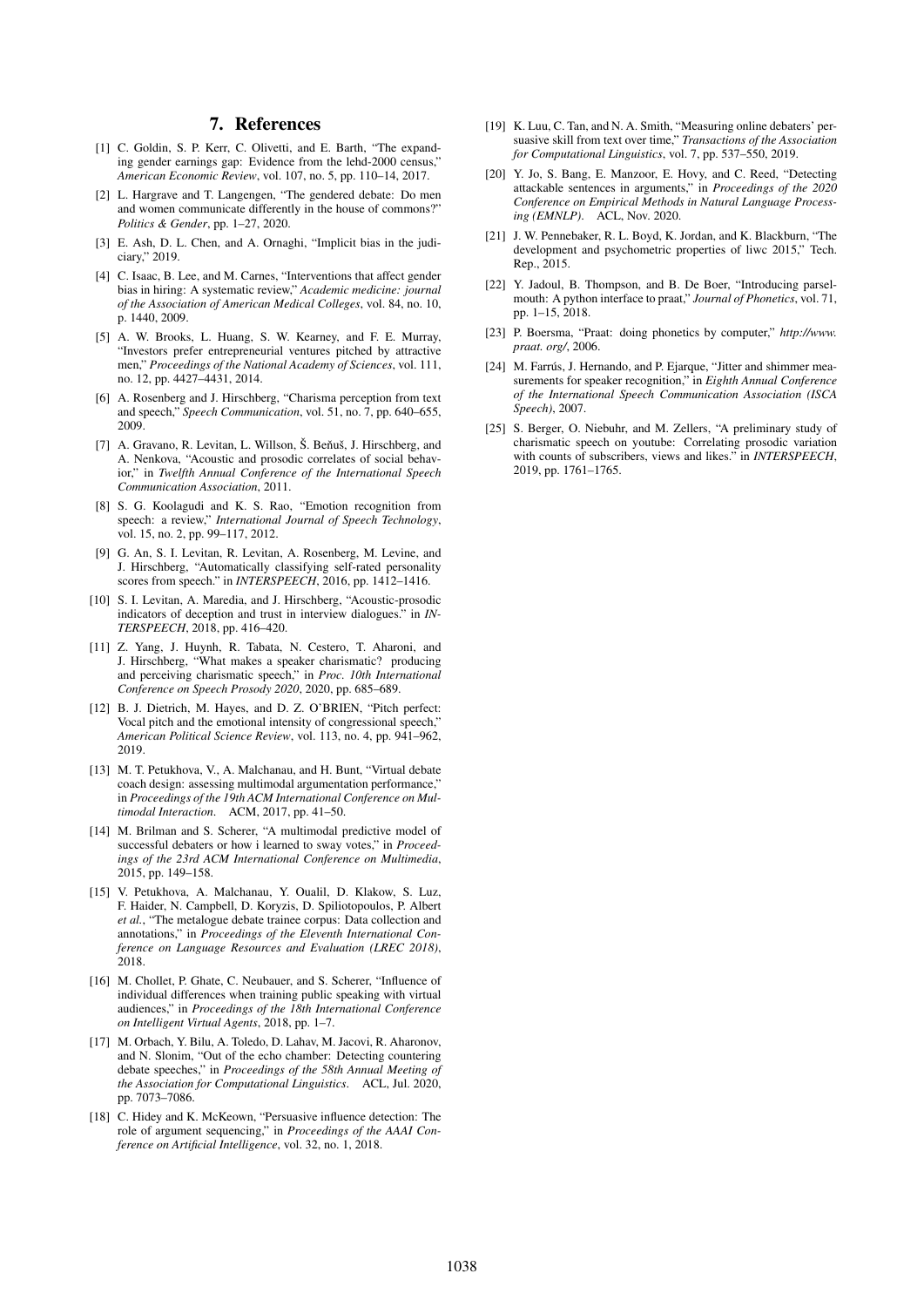## 7. References

[1] C. Goldin, S. P. Kerr, C. Olivetti, and E. Barth, "The expanding gender earnings gap: Evidence from the lehd-2000 census," *American Economic Review*, vol. 107, no. 5, pp. 110–14, 2017.

[2] L. Hargrave and T. Langengen, "The gendered debate: Do men and women communicate differently in the house of commons?" *Politics & Gender*, pp. 1–27, 2020.

[3] E. Ash, D. L. Chen, and A. Ornaghi, "Implicit bias in the judiciary," 2019.

[4] C. Isaac, B. Lee, and M. Carnes, "Interventions that affect gender bias in hiring: A systematic review," *Academic medicine: journal of the Association of American Medical Colleges*, vol. 84, no. 10, p. 1440, 2009.

[5] A. W. Brooks, L. Huang, S. W. Kearney, and F. E. Murray, "Investors prefer entrepreneurial ventures pitched by attractive men," *Proceedings of the National Academy of Sciences*, vol. 111, no. 12, pp. 4427–4431, 2014.

[6] A. Rosenberg and J. Hirschberg, "Charisma perception from text and speech," *Speech Communication*, vol. 51, no. 7, pp. 640–655, 2009.

[7] A. Gravano, R. Levitan, L. Willson, Š. Beňuš, J. Hirschberg, and A. Nenkova, "Acoustic and prosodic correlates of social behavior," in *Twelfth Annual Conference of the International Speech Communication Association*, 2011.

[8] S. G. Koolagudi and K. S. Rao, "Emotion recognition from speech: a review," *International Journal of Speech Technology*, vol. 15, no. 2, pp. 99–117, 2012.

[9] G. An, S. I. Levitan, R. Levitan, A. Rosenberg, M. Levine, and J. Hirschberg, "Automatically classifying self-rated personality scores from speech." in *INTERSPEECH*, 2016, pp. 1412–1416.

[10] S. I. Levitan, A. Maredia, and J. Hirschberg, "Acoustic-prosodic indicators of deception and trust in interview dialogues." in *INTERSPEECH*, 2018, pp. 416–420.

[11] Z. Yang, J. Huynh, R. Tabata, N. Cestero, T. Aharoni, and J. Hirschberg, "What makes a speaker charismatic? producing and perceiving charismatic speech," in *Proc. 10th International Conference on Speech Prosody 2020*, 2020, pp. 685–689.

[12] B. J. Dietrich, M. Hayes, and D. Z. O'BRIEN, "Pitch perfect: Vocal pitch and the emotional intensity of congressional speech," *American Political Science Review*, vol. 113, no. 4, pp. 941–962, 2019.

[13] M. T. Petukhova, V., A. Malchanau, and H. Bunt, "Virtual debate coach design: assessing multimodal argumentation performance," in *Proceedings of the 19th ACM International Conference on Multimodal Interaction*. ACM, 2017, pp. 41–50.

[14] M. Brilman and S. Scherer, "A multimodal predictive model of successful debaters or how i learned to sway votes," in *Proceedings of the 23rd ACM International Conference on Multimedia*, 2015, pp. 149–158.

[15] V. Petukhova, A. Malchanau, Y. Oualil, D. Klakow, S. Luz, F. Haider, N. Campbell, D. Koryzis, D. Spiliotopoulos, P. Albert *et al.*, "The metalogue debate trainee corpus: Data collection and annotations," in *Proceedings of the Eleventh International Conference on Language Resources and Evaluation (LREC 2018)*, 2018.

[16] M. Chollet, P. Ghate, C. Neubauer, and S. Scherer, "Influence of individual differences when training public speaking with virtual audiences," in *Proceedings of the 18th International Conference on Intelligent Virtual Agents*, 2018, pp. 1–7.

[17] M. Orbach, Y. Bilu, A. Toledo, D. Lahav, M. Jacovi, R. Aharonov, and N. Slonim, "Out of the echo chamber: Detecting countering debate speeches," in *Proceedings of the 58th Annual Meeting of the Association for Computational Linguistics*. ACL, Jul. 2020, pp. 7073–7086.

[18] C. Hidey and K. McKeown, "Persuasive influence detection: The role of argument sequencing," in *Proceedings of the AAAI Conference on Artificial Intelligence*, vol. 32, no. 1, 2018.

[19] K. Luu, C. Tan, and N. A. Smith, "Measuring online debaters' persuasive skill from text over time," *Transactions of the Association for Computational Linguistics*, vol. 7, pp. 537–550, 2019.

[20] Y. Jo, S. Bang, E. Manzoor, E. Hovy, and C. Reed, "Detecting attackable sentences in arguments," in *Proceedings of the 2020 Conference on Empirical Methods in Natural Language Processing (EMNLP)*. ACL, Nov. 2020.

[21] J. W. Pennebaker, R. L. Boyd, K. Jordan, and K. Blackburn, "The development and psychometric properties of liwc 2015," Tech. Rep., 2015.

[22] Y. Jadoul, B. Thompson, and B. De Boer, "Introducing parselmouth: A python interface to praat," *Journal of Phonetics*, vol. 71, pp. 1–15, 2018.

[23] P. Boersma, "Praat: doing phonetics by computer," *http://www.praat.org/*, 2006.

[24] M. Farrús, J. Hernando, and P. Ejarque, "Jitter and shimmer measurements for speaker recognition," in *Eighth Annual Conference of the International Speech Communication Association (ISCA Speech)*, 2007.

[25] S. Berger, O. Niebuhr, and M. Zellers, "A preliminary study of charismatic speech on youtube: Correlating prosodic variation with counts of subscribers, views and likes." in *INTERSPEECH*, 2019, pp. 1761–1765.